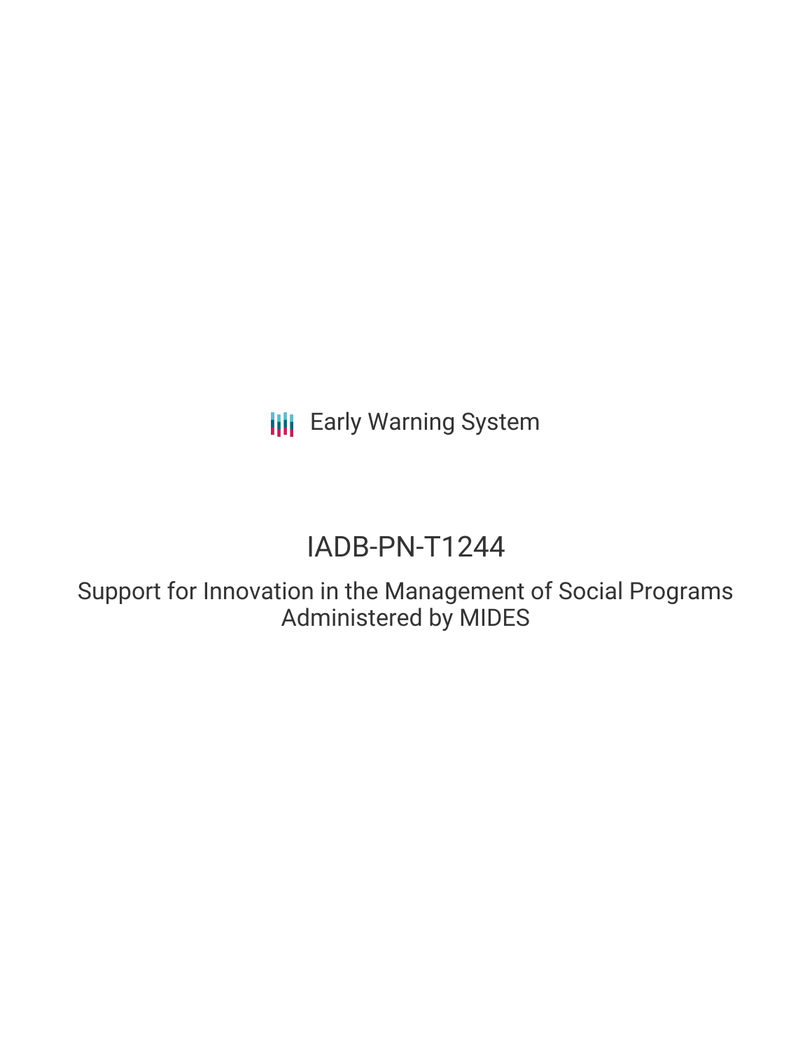Early Warning System

# IADB-PN-T1244

## Support for Innovation in the Management of Social Programs Administered by MIDES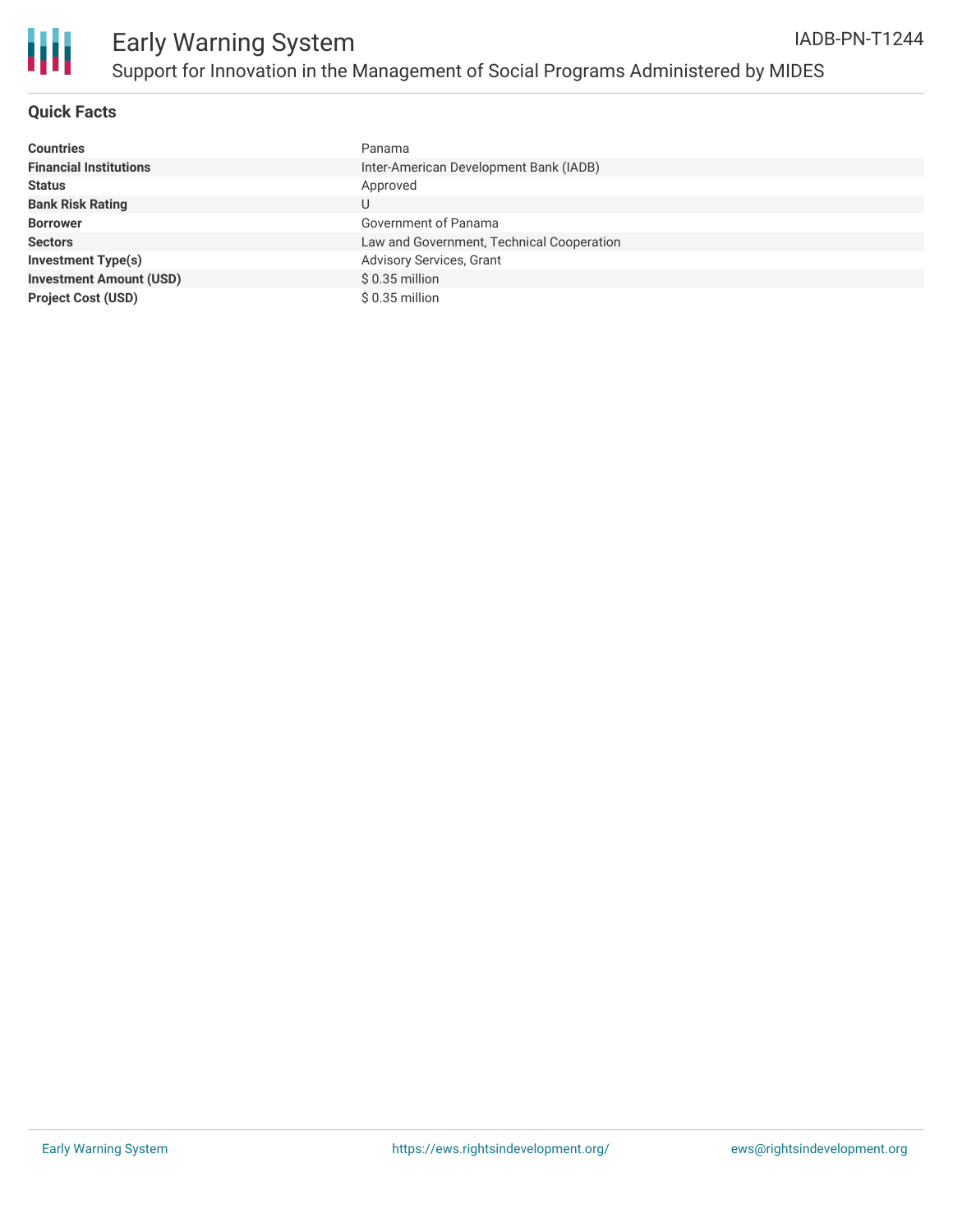# Early Warning System

## Support for Innovation in the Management of Social Programs Administered by MIDES

IADB-PN-T1244

### Quick Facts

| | |
|---|---|
| **Countries** | Panama |
| **Financial Institutions** | Inter-American Development Bank (IADB) |
| **Status** | Approved |
| **Bank Risk Rating** | U |
| **Borrower** | Government of Panama |
| **Sectors** | Law and Government, Technical Cooperation |
| **Investment Type(s)** | Advisory Services, Grant |
| **Investment Amount (USD)** | $ 0.35 million |
| **Project Cost (USD)** | $ 0.35 million |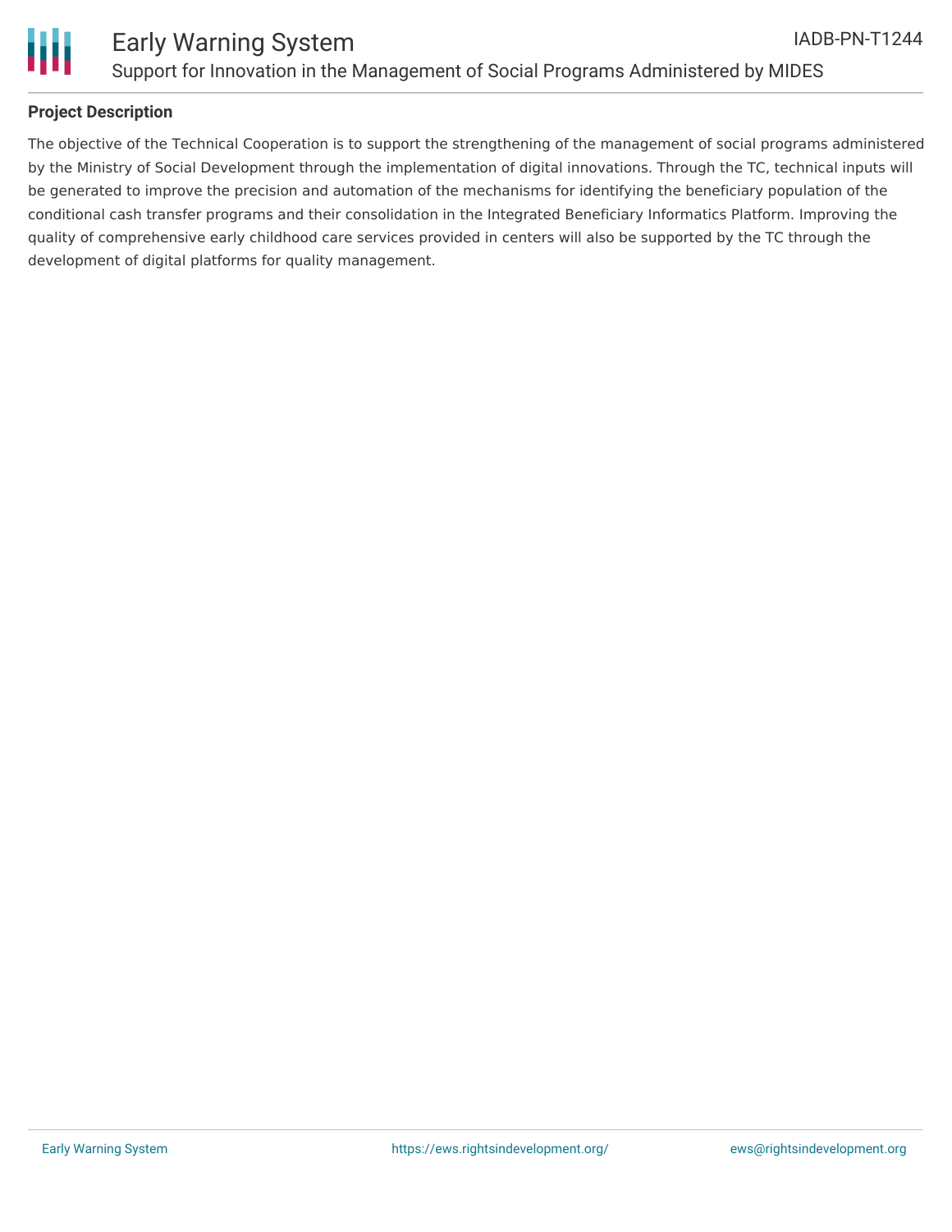## Project Description

The objective of the Technical Cooperation is to support the strengthening of the management of social programs administered by the Ministry of Social Development through the implementation of digital innovations. Through the TC, technical inputs will be generated to improve the precision and automation of the mechanisms for identifying the beneficiary population of the conditional cash transfer programs and their consolidation in the Integrated Beneficiary Informatics Platform. Improving the quality of comprehensive early childhood care services provided in centers will also be supported by the TC through the development of digital platforms for quality management.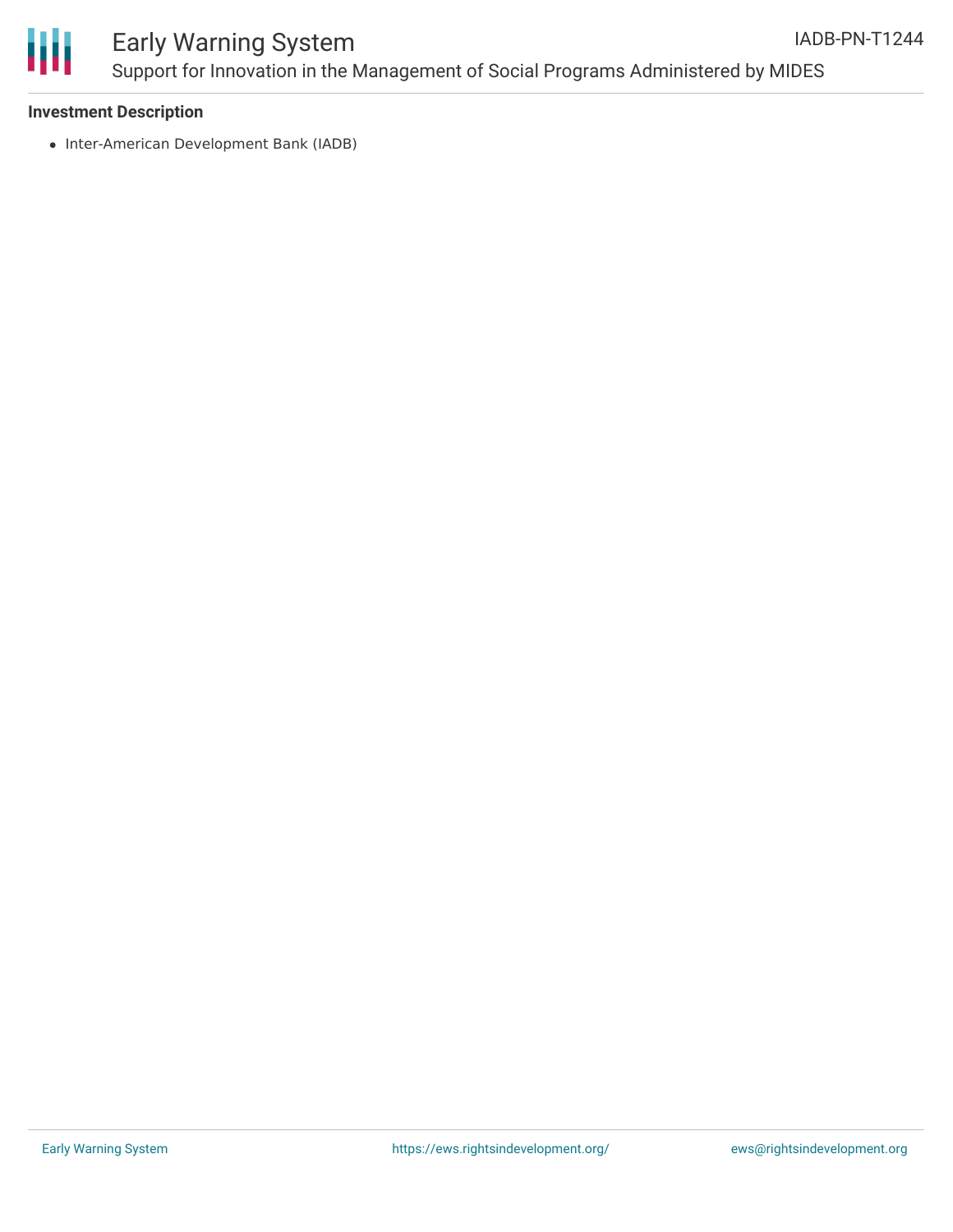**Investment Description**

- Inter-American Development Bank (IADB)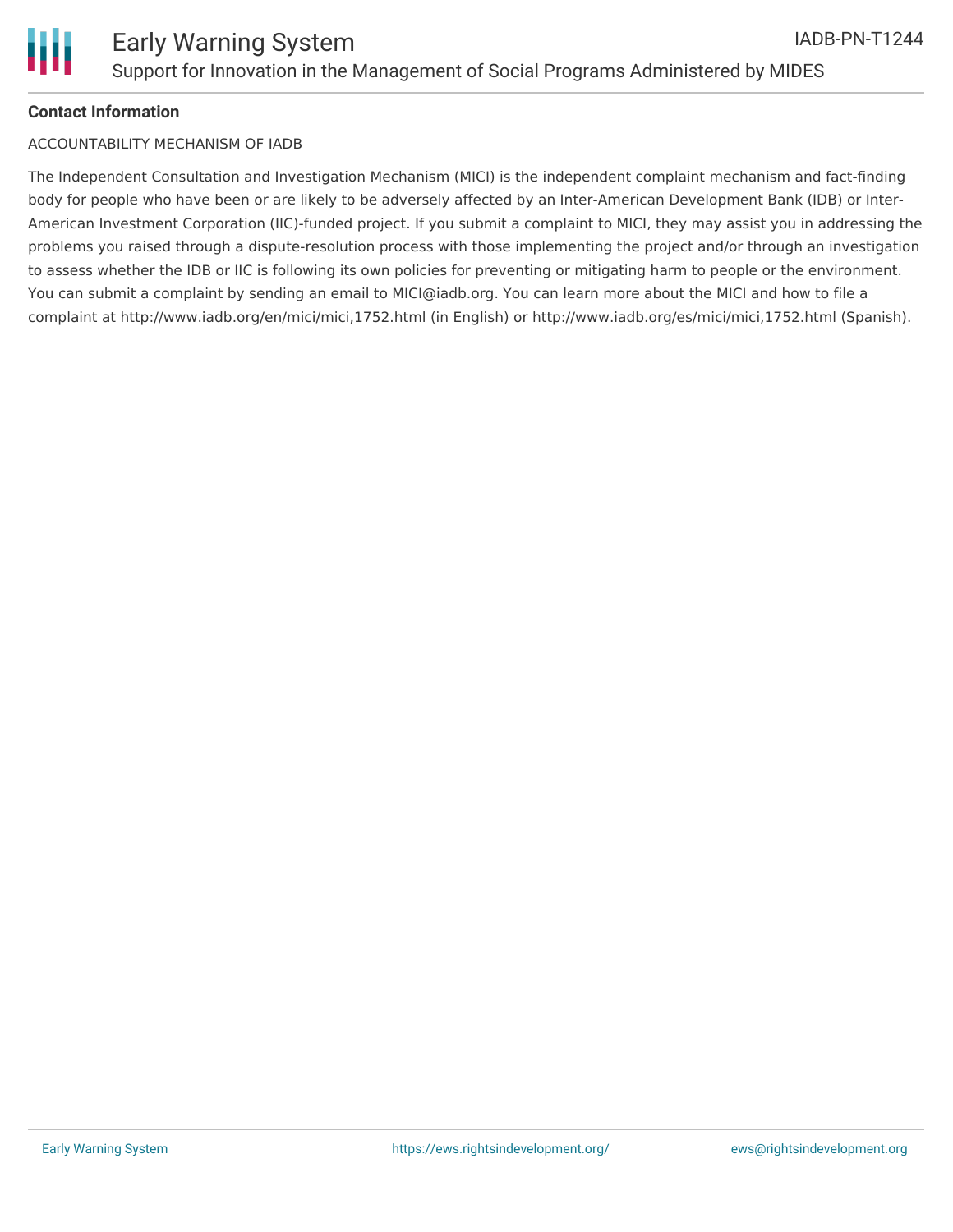**Contact Information**

ACCOUNTABILITY MECHANISM OF IADB

The Independent Consultation and Investigation Mechanism (MICI) is the independent complaint mechanism and fact-finding body for people who have been or are likely to be adversely affected by an Inter-American Development Bank (IDB) or Inter-American Investment Corporation (IIC)-funded project. If you submit a complaint to MICI, they may assist you in addressing the problems you raised through a dispute-resolution process with those implementing the project and/or through an investigation to assess whether the IDB or IIC is following its own policies for preventing or mitigating harm to people or the environment. You can submit a complaint by sending an email to MICI@iadb.org. You can learn more about the MICI and how to file a complaint at http://www.iadb.org/en/mici/mici,1752.html (in English) or http://www.iadb.org/es/mici/mici,1752.html (Spanish).